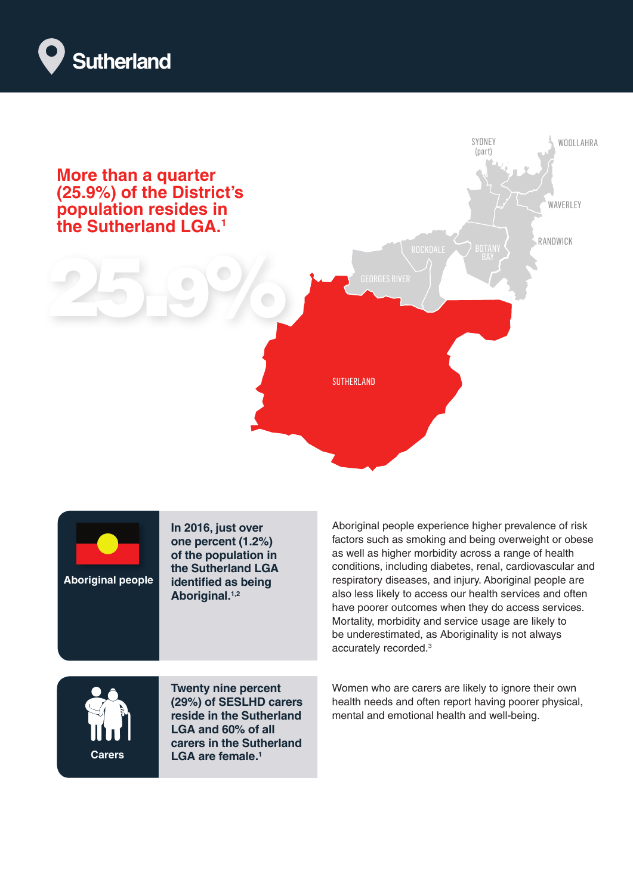# Sutherland

## More than a quarter (25.9%) of the District's population resides in the Sutherland LGA.[1]

25.9%

SYDNEY (part)

WOOLLAHRA

WAVERLEY

RANDWICK

ROCKDALE

BOTANY BAY

GEORGES RIVER

SUTHERLAND

**Aboriginal people**

**In 2016, just over one percent (1.2%) of the population in the Sutherland LGA identified as being Aboriginal.[1,2]**

Aboriginal people experience higher prevalence of risk factors such as smoking and being overweight or obese as well as higher morbidity across a range of health conditions, including diabetes, renal, cardiovascular and respiratory diseases, and injury. Aboriginal people are also less likely to access our health services and often have poorer outcomes when they do access services. Mortality, morbidity and service usage are likely to be underestimated, as Aboriginality is not always accurately recorded.[3]

**Carers**

**Twenty nine percent (29%) of SESLHD carers reside in the Sutherland LGA and 60% of all carers in the Sutherland LGA are female.[1]**

Women who are carers are likely to ignore their own health needs and often report having poorer physical, mental and emotional health and well-being.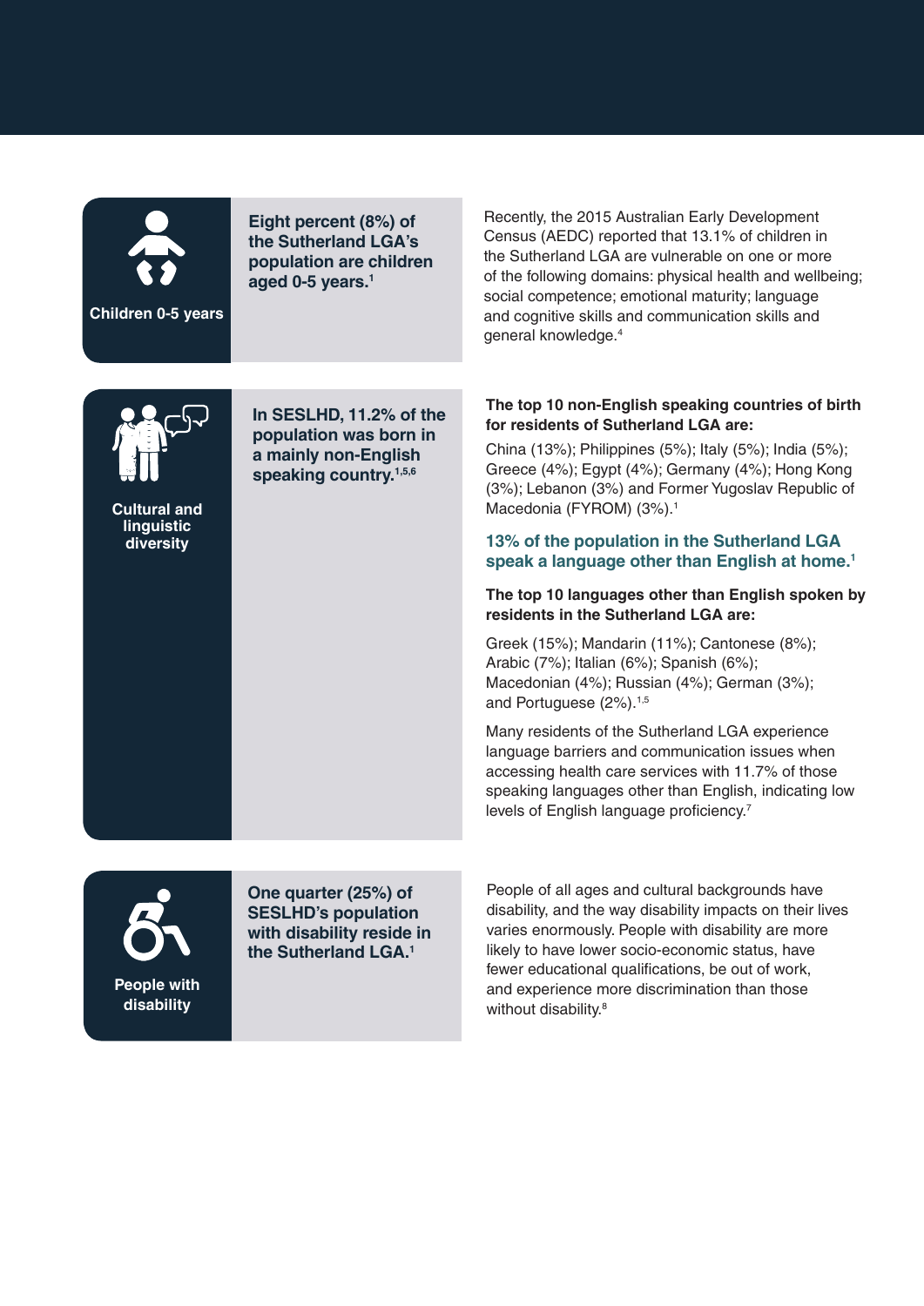### Children 0-5 years

**Eight percent (8%) of the Sutherland LGA's population are children aged 0-5 years.[1]**

Recently, the 2015 Australian Early Development Census (AEDC) reported that 13.1% of children in the Sutherland LGA are vulnerable on one or more of the following domains: physical health and wellbeing; social competence; emotional maturity; language and cognitive skills and communication skills and general knowledge.[4]

### Cultural and linguistic diversity

**In SESLHD, 11.2% of the population was born in a mainly non-English speaking country.[1,5,6]**

**The top 10 non-English speaking countries of birth for residents of Sutherland LGA are:**

China (13%); Philippines (5%); Italy (5%); India (5%); Greece (4%); Egypt (4%); Germany (4%); Hong Kong (3%); Lebanon (3%) and Former Yugoslav Republic of Macedonia (FYROM) (3%).[1]

**13% of the population in the Sutherland LGA speak a language other than English at home.[1]**

**The top 10 languages other than English spoken by residents in the Sutherland LGA are:**

Greek (15%); Mandarin (11%); Cantonese (8%); Arabic (7%); Italian (6%); Spanish (6%); Macedonian (4%); Russian (4%); German (3%); and Portuguese (2%).[1,5]

Many residents of the Sutherland LGA experience language barriers and communication issues when accessing health care services with 11.7% of those speaking languages other than English, indicating low levels of English language proficiency.[7]

### People with disability

**One quarter (25%) of SESLHD's population with disability reside in the Sutherland LGA.[1]**

People of all ages and cultural backgrounds have disability, and the way disability impacts on their lives varies enormously. People with disability are more likely to have lower socio-economic status, have fewer educational qualifications, be out of work, and experience more discrimination than those without disability.[8]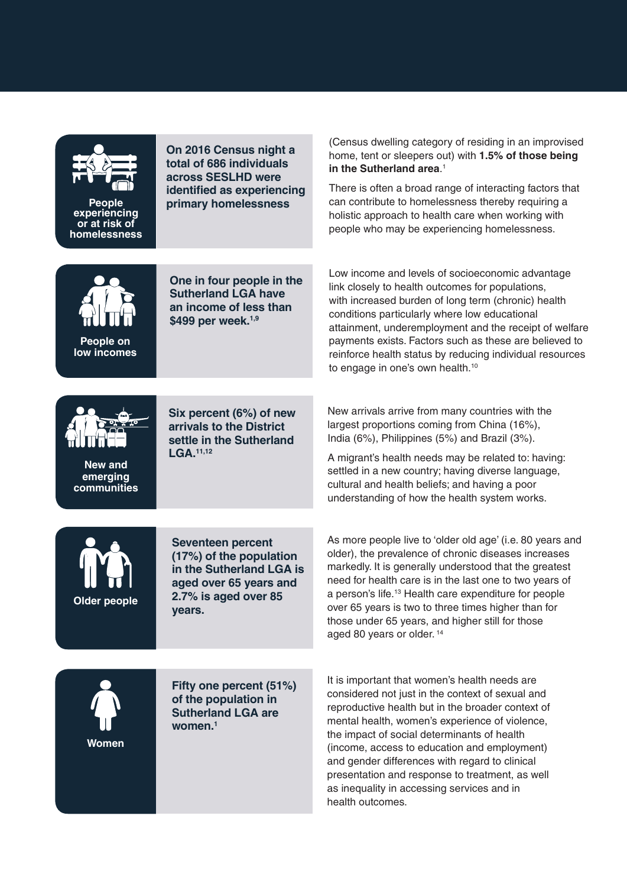### People experiencing or at risk of homelessness

**On 2016 Census night a total of 686 individuals across SESLHD were identified as experiencing primary homelessness**

(Census dwelling category of residing in an improvised home, tent or sleepers out) with **1.5% of those being in the Sutherland area**.[1]

There is often a broad range of interacting factors that can contribute to homelessness thereby requiring a holistic approach to health care when working with people who may be experiencing homelessness.

### People on low incomes

**One in four people in the Sutherland LGA have an income of less than $499 per week.[1,9]**

Low income and levels of socioeconomic advantage link closely to health outcomes for populations, with increased burden of long term (chronic) health conditions particularly where low educational attainment, underemployment and the receipt of welfare payments exists. Factors such as these are believed to reinforce health status by reducing individual resources to engage in one's own health.[10]

### New and emerging communities

**Six percent (6%) of new arrivals to the District settle in the Sutherland LGA.[11,12]**

New arrivals arrive from many countries with the largest proportions coming from China (16%), India (6%), Philippines (5%) and Brazil (3%).

A migrant's health needs may be related to: having: settled in a new country; having diverse language, cultural and health beliefs; and having a poor understanding of how the health system works.

### Older people

**Seventeen percent (17%) of the population in the Sutherland LGA is aged over 65 years and 2.7% is aged over 85 years.**

As more people live to 'older old age' (i.e. 80 years and older), the prevalence of chronic diseases increases markedly. It is generally understood that the greatest need for health care is in the last one to two years of a person's life.[13] Health care expenditure for people over 65 years is two to three times higher than for those under 65 years, and higher still for those aged 80 years or older.[14]

### Women

**Fifty one percent (51%) of the population in Sutherland LGA are women.[1]**

It is important that women's health needs are considered not just in the context of sexual and reproductive health but in the broader context of mental health, women's experience of violence, the impact of social determinants of health (income, access to education and employment) and gender differences with regard to clinical presentation and response to treatment, as well as inequality in accessing services and in health outcomes.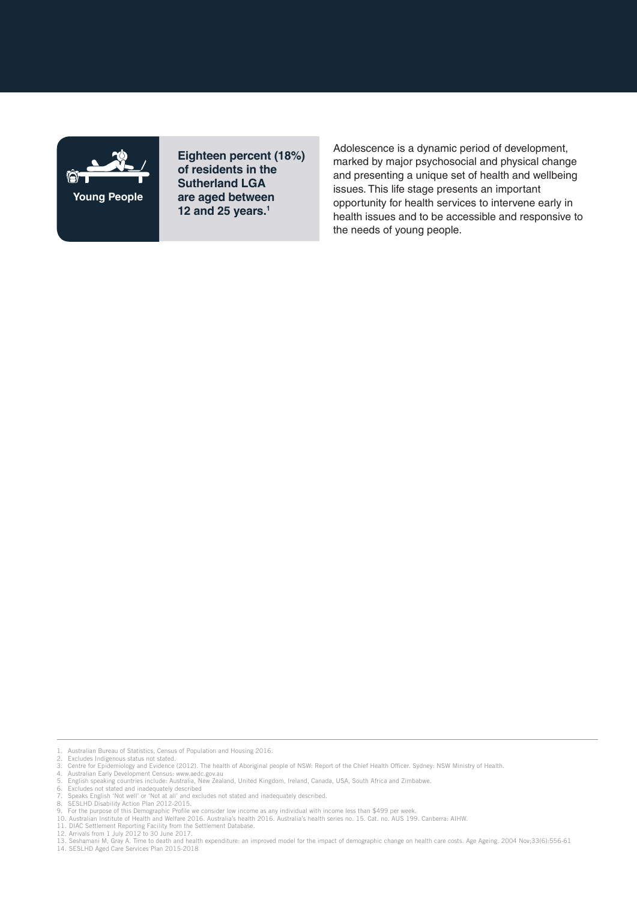**Young People**

**Eighteen percent (18%) of residents in the Sutherland LGA are aged between 12 and 25 years.**[1]

Adolescence is a dynamic period of development, marked by major psychosocial and physical change and presenting a unique set of health and wellbeing issues. This life stage presents an important opportunity for health services to intervene early in health issues and to be accessible and responsive to the needs of young people.

---

1. Australian Bureau of Statistics, Census of Population and Housing 2016.
2. Excludes Indigenous status not stated.
3. Centre for Epidemiology and Evidence (2012). The health of Aboriginal people of NSW: Report of the Chief Health Officer. Sydney: NSW Ministry of Health.
4. Australian Early Development Census: www.aedc.gov.au
5. English speaking countries include: Australia, New Zealand, United Kingdom, Ireland, Canada, USA, South Africa and Zimbabwe.
6. Excludes not stated and inadequately described
7. Speaks English 'Not well' or 'Not at all' and excludes not stated and inadequately described.
8. SESLHD Disability Action Plan 2012-2015.
9. For the purpose of this Demographic Profile we consider low income as any individual with income less than $499 per week.
10. Australian Institute of Health and Welfare 2016. Australia's health 2016. Australia's health series no. 15. Cat. no. AUS 199. Canberra: AIHW.
11. DIAC Settlement Reporting Facility from the Settlement Database.
12. Arrivals from 1 July 2012 to 30 June 2017.
13. Seshamani M, Gray A. Time to death and health expenditure: an improved model for the impact of demographic change on health care costs. Age Ageing. 2004 Nov;33(6):556-61
14. SESLHD Aged Care Services Plan 2015-2018